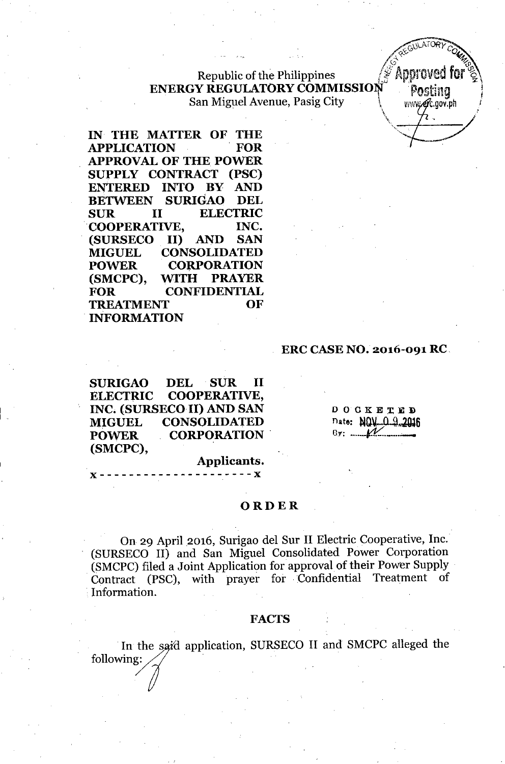Republic of the Philippines
**ENERGY REGULATORY COMMISSION**
San Miguel Avenue, Pasig City

**IN THE MATTER OF THE APPLICATION FOR APPROVAL OF THE POWER SUPPLY CONTRACT (PSC) ENTERED INTO BY AND BETWEEN SURIGAO DEL SUR II ELECTRIC COOPERATIVE, INC. (SURSECO II) AND SAN MIGUEL CONSOLIDATED POWER CORPORATION (SMCPC), WITH PRAYER FOR CONFIDENTIAL TREATMENT OF INFORMATION**

**ERC CASE NO. 2016-091 RC**

**SURIGAO DEL SUR II ELECTRIC COOPERATIVE, INC. (SURSECO II) AND SAN MIGUEL CONSOLIDATED POWER CORPORATION (SMCPC),**

**Applicants.**

x - - - - - - - - - - - - - - - - - - - - x

DOCKETED
Date: NOV 09 2016
By: ______

## ORDER

On 29 April 2016, Surigao del Sur II Electric Cooperative, Inc. (SURSECO II) and San Miguel Consolidated Power Corporation (SMCPC) filed a Joint Application for approval of their Power Supply Contract (PSC), with prayer for Confidential Treatment of Information.

### FACTS

In the said application, SURSECO II and SMCPC alleged the following: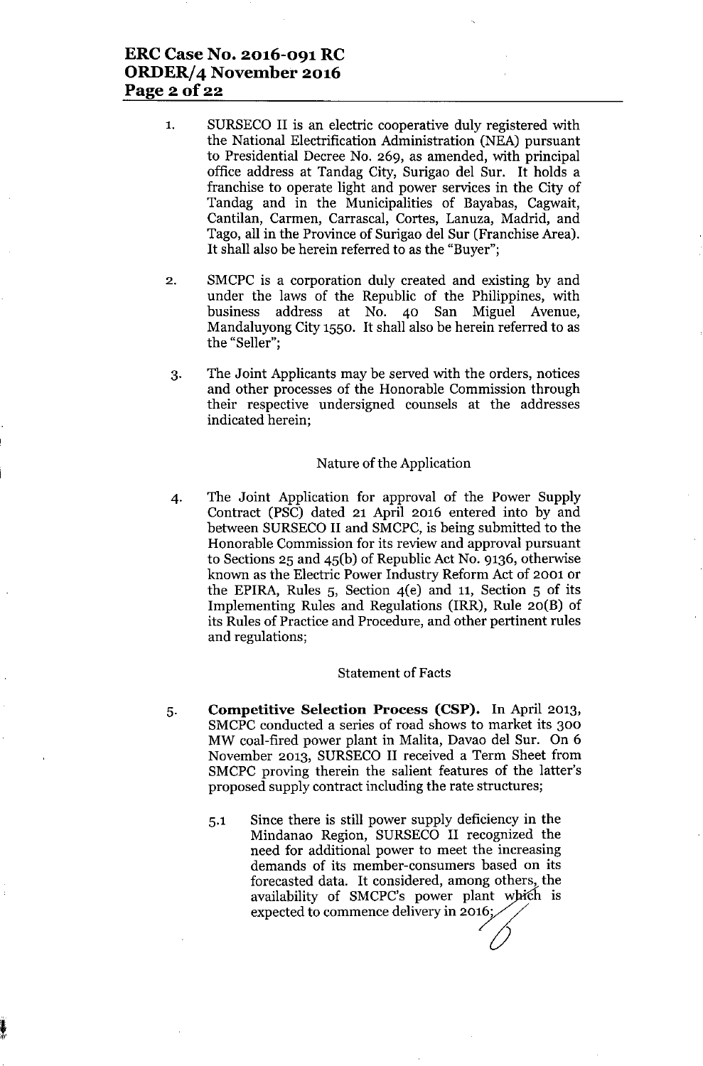1. SURSECO II is an electric cooperative duly registered with the National Electrification Administration (NEA) pursuant to Presidential Decree No. 269, as amended, with principal office address at Tandag City, Surigao del Sur. It holds a franchise to operate light and power services in the City of Tandag and in the Municipalities of Bayabas, Cagwait, Cantilan, Carmen, Carrascal, Cortes, Lanuza, Madrid, and Tago, all in the Province of Surigao del Sur (Franchise Area). It shall also be herein referred to as the "Buyer";

2. SMCPC is a corporation duly created and existing by and under the laws of the Republic of the Philippines, with business address at No. 40 San Miguel Avenue, Mandaluyong City 1550. It shall also be herein referred to as the "Seller";

3. The Joint Applicants may be served with the orders, notices and other processes of the Honorable Commission through their respective undersigned counsels at the addresses indicated herein;

Nature of the Application

4. The Joint Application for approval of the Power Supply Contract (PSC) dated 21 April 2016 entered into by and between SURSECO II and SMCPC, is being submitted to the Honorable Commission for its review and approval pursuant to Sections 25 and 45(b) of Republic Act No. 9136, otherwise known as the Electric Power Industry Reform Act of 2001 or the EPIRA, Rules 5, Section 4(e) and 11, Section 5 of its Implementing Rules and Regulations (IRR), Rule 20(B) of its Rules of Practice and Procedure, and other pertinent rules and regulations;

Statement of Facts

5. **Competitive Selection Process (CSP).** In April 2013, SMCPC conducted a series of road shows to market its 300 MW coal-fired power plant in Malita, Davao del Sur. On 6 November 2013, SURSECO II received a Term Sheet from SMCPC proving therein the salient features of the latter's proposed supply contract including the rate structures;

   5.1 Since there is still power supply deficiency in the Mindanao Region, SURSECO II recognized the need for additional power to meet the increasing demands of its member-consumers based on its forecasted data. It considered, among others, the availability of SMCPC's power plant which is expected to commence delivery in 2016;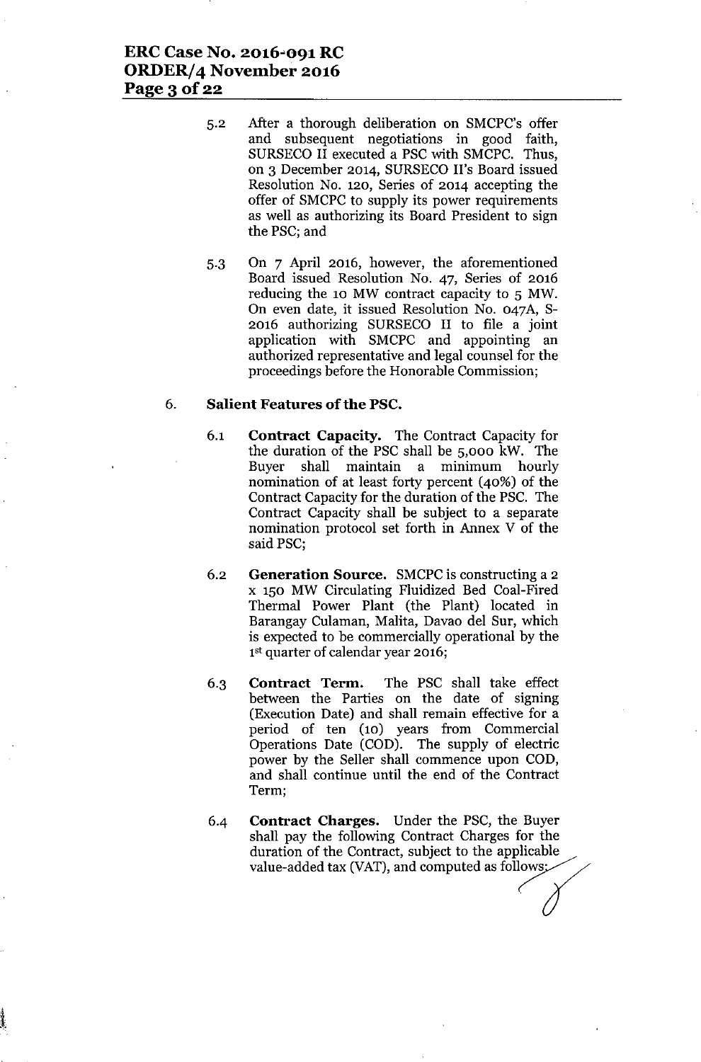5.2 After a thorough deliberation on SMCPC's offer and subsequent negotiations in good faith, SURSECO II executed a PSC with SMCPC. Thus, on 3 December 2014, SURSECO II's Board issued Resolution No. 120, Series of 2014 accepting the offer of SMCPC to supply its power requirements as well as authorizing its Board President to sign the PSC; and

5.3 On 7 April 2016, however, the aforementioned Board issued Resolution No. 47, Series of 2016 reducing the 10 MW contract capacity to 5 MW. On even date, it issued Resolution No. 047A, S-2016 authorizing SURSECO II to file a joint application with SMCPC and appointing an authorized representative and legal counsel for the proceedings before the Honorable Commission;

6. **Salient Features of the PSC.**

6.1 **Contract Capacity.** The Contract Capacity for the duration of the PSC shall be 5,000 kW. The Buyer shall maintain a minimum hourly nomination of at least forty percent (40%) of the Contract Capacity for the duration of the PSC. The Contract Capacity shall be subject to a separate nomination protocol set forth in Annex V of the said PSC;

6.2 **Generation Source.** SMCPC is constructing a 2 x 150 MW Circulating Fluidized Bed Coal-Fired Thermal Power Plant (the Plant) located in Barangay Culaman, Malita, Davao del Sur, which is expected to be commercially operational by the 1st quarter of calendar year 2016;

6.3 **Contract Term.** The PSC shall take effect between the Parties on the date of signing (Execution Date) and shall remain effective for a period of ten (10) years from Commercial Operations Date (COD). The supply of electric power by the Seller shall commence upon COD, and shall continue until the end of the Contract Term;

6.4 **Contract Charges.** Under the PSC, the Buyer shall pay the following Contract Charges for the duration of the Contract, subject to the applicable value-added tax (VAT), and computed as follows: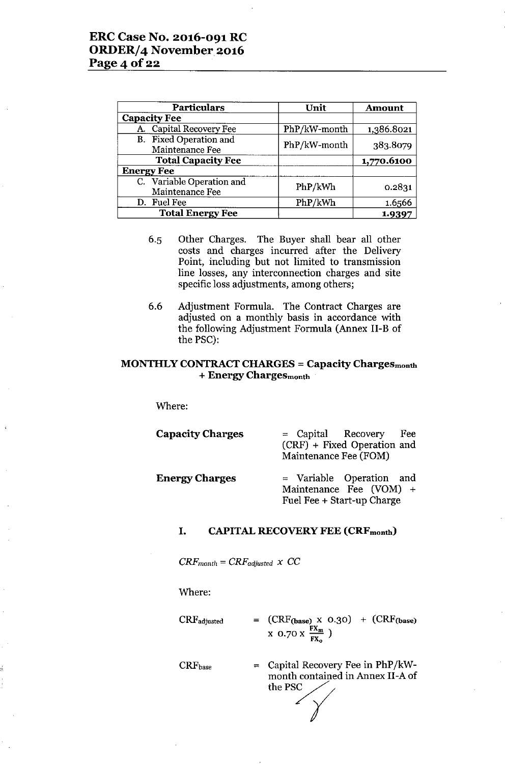| Particulars | Unit | Amount |
| --- | --- | --- |
| **Capacity Fee** | | |
| A. Capital Recovery Fee | PhP/kW-month | 1,386.8021 |
| B. Fixed Operation and Maintenance Fee | PhP/kW-month | 383.8079 |
| **Total Capacity Fee** | | **1,770.6100** |
| **Energy Fee** | | |
| C. Variable Operation and Maintenance Fee | PhP/kWh | 0.2831 |
| D. Fuel Fee | PhP/kWh | 1.6566 |
| **Total Energy Fee** | | **1.9397** |

6.5 Other Charges. The Buyer shall bear all other costs and charges incurred after the Delivery Point, including but not limited to transmission line losses, any interconnection charges and site specific loss adjustments, among others;

6.6 Adjustment Formula. The Contract Charges are adjusted on a monthly basis in accordance with the following Adjustment Formula (Annex II-B of the PSC):

**MONTHLY CONTRACT CHARGES = Capacity Charges$_{month}$ + Energy Charges$_{month}$**

Where:

**Capacity Charges** = Capital Recovery Fee (CRF) + Fixed Operation and Maintenance Fee (FOM)

**Energy Charges** = Variable Operation and Maintenance Fee (VOM) + Fuel Fee + Start-up Charge

### I. CAPITAL RECOVERY FEE (CRF$_{month}$)

$$CRF_{month} = CRF_{adjusted} \times CC$$

Where:

$CRF_{adjusted}$ = $(CRF_{(base)} \times 0.30) + (CRF_{(base)} \times 0.70 \times \frac{FX_m}{FX_o})$

$CRF_{base}$ = Capital Recovery Fee in PhP/kW-month contained in Annex II-A of the PSC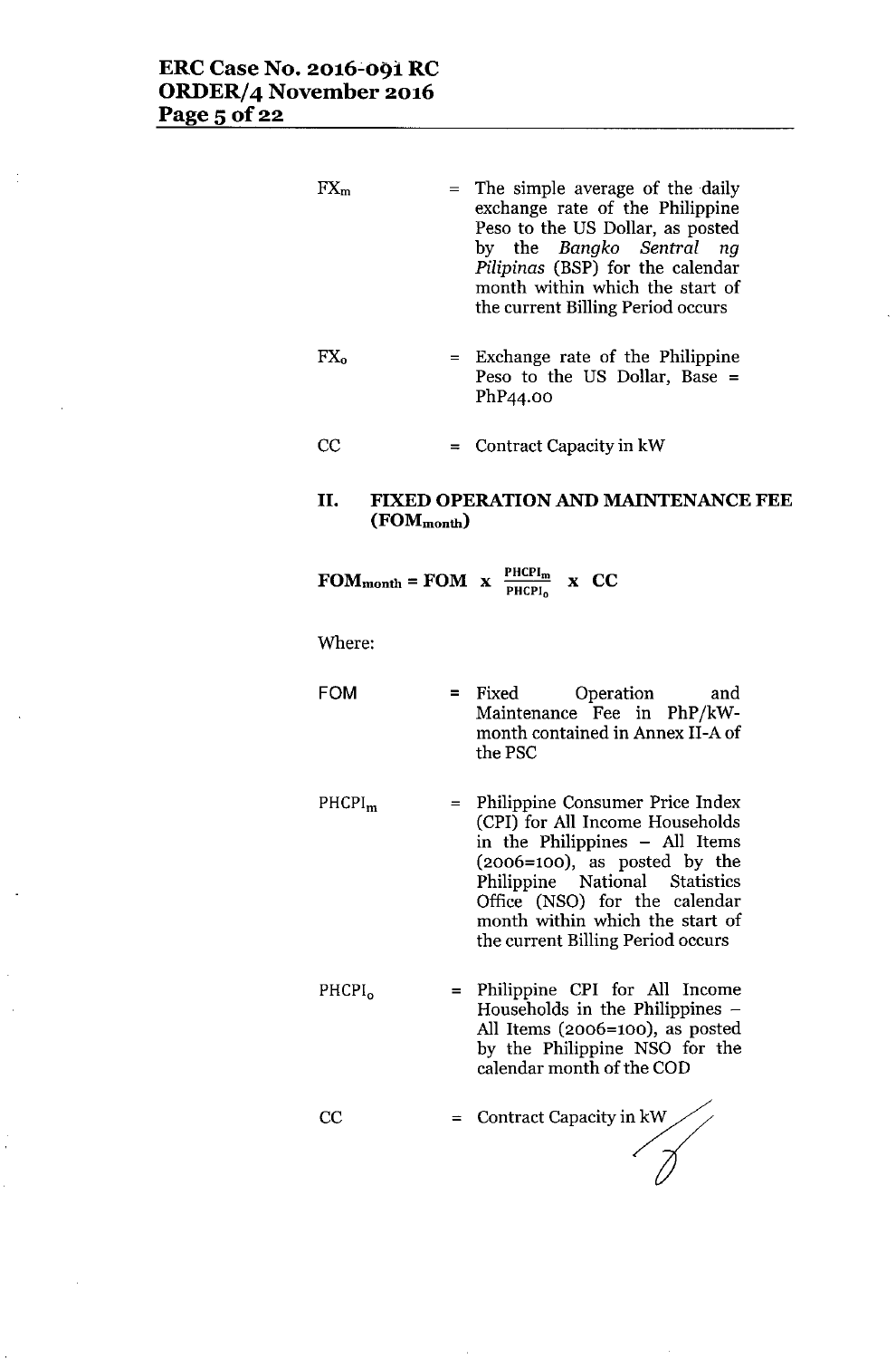| | | |
|---|---|---|
| $FX_m$ | = | The simple average of the daily exchange rate of the Philippine Peso to the US Dollar, as posted by the *Bangko Sentral ng Pilipinas* (BSP) for the calendar month within which the start of the current Billing Period occurs |
| $FX_o$ | = | Exchange rate of the Philippine Peso to the US Dollar, Base = PhP44.00 |
| CC | = | Contract Capacity in kW |

## II. FIXED OPERATION AND MAINTENANCE FEE ($FOM_{month}$)

$$FOM_{month} = FOM \times \frac{PHCPI_m}{PHCPI_o} \times CC$$

Where:

| | | |
|---|---|---|
| FOM | = | Fixed Operation and Maintenance Fee in PhP/kW-month contained in Annex II-A of the PSC |
| $PHCPI_m$ | = | Philippine Consumer Price Index (CPI) for All Income Households in the Philippines – All Items (2006=100), as posted by the Philippine National Statistics Office (NSO) for the calendar month within which the start of the current Billing Period occurs |
| $PHCPI_o$ | = | Philippine CPI for All Income Households in the Philippines – All Items (2006=100), as posted by the Philippine NSO for the calendar month of the COD |
| CC | = | Contract Capacity in kW |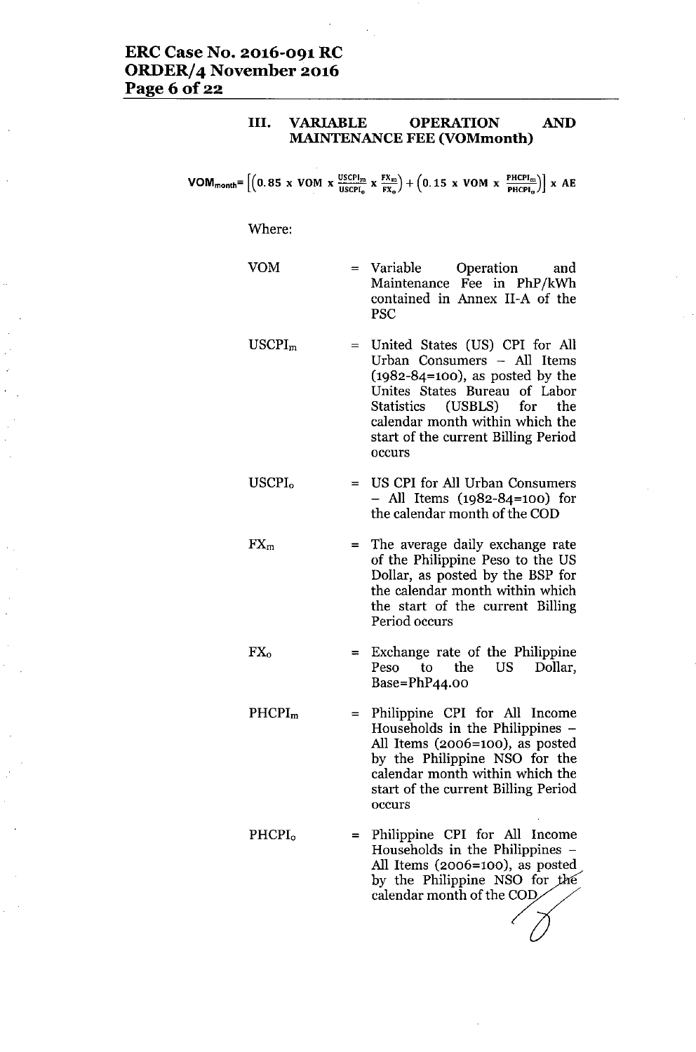### III. VARIABLE OPERATION AND MAINTENANCE FEE (VOMmonth)

$$VOM_{month} = \left[\left(0.85 \text{ x } VOM \text{ x } \frac{USCPI_m}{USCPI_o} \text{ x } \frac{FX_m}{FX_o}\right) + \left(0.15 \text{ x } VOM \text{ x } \frac{PHCPI_m}{PHCPI_o}\right)\right] \text{ x } AE$$

Where:

| | | |
|---|---|---|
| VOM | = | Variable Operation and Maintenance Fee in PhP/kWh contained in Annex II-A of the PSC |
| $USCPI_m$ | = | United States (US) CPI for All Urban Consumers – All Items (1982-84=100), as posted by the Unites States Bureau of Labor Statistics (USBLS) for the calendar month within which the start of the current Billing Period occurs |
| $USCPI_o$ | = | US CPI for All Urban Consumers – All Items (1982-84=100) for the calendar month of the COD |
| $FX_m$ | = | The average daily exchange rate of the Philippine Peso to the US Dollar, as posted by the BSP for the calendar month within which the start of the current Billing Period occurs |
| $FX_o$ | = | Exchange rate of the Philippine Peso to the US Dollar, Base=PhP44.00 |
| $PHCPI_m$ | = | Philippine CPI for All Income Households in the Philippines – All Items (2006=100), as posted by the Philippine NSO for the calendar month within which the start of the current Billing Period occurs |
| $PHCPI_o$ | = | Philippine CPI for All Income Households in the Philippines – All Items (2006=100), as posted by the Philippine NSO for the calendar month of the COD |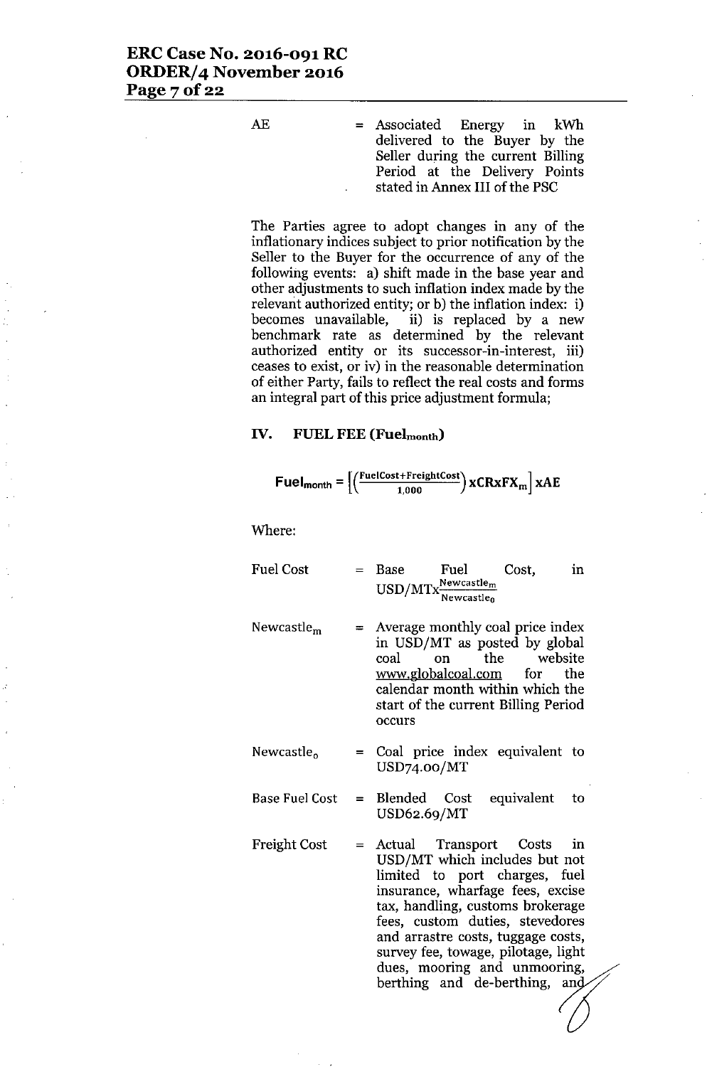AE = Associated Energy in kWh delivered to the Buyer by the Seller during the current Billing Period at the Delivery Points stated in Annex III of the PSC

The Parties agree to adopt changes in any of the inflationary indices subject to prior notification by the Seller to the Buyer for the occurrence of any of the following events: a) shift made in the base year and other adjustments to such inflation index made by the relevant authorized entity; or b) the inflation index: i) becomes unavailable, ii) is replaced by a new benchmark rate as determined by the relevant authorized entity or its successor-in-interest, iii) ceases to exist, or iv) in the reasonable determination of either Party, fails to reflect the real costs and forms an integral part of this price adjustment formula;

## IV. FUEL FEE ($Fuel_{month}$)

$$Fuel_{month} = \left[\left(\frac{FuelCost+FreightCost}{1{,}000}\right) x CR x FX_m\right] x AE$$

Where:

Fuel Cost = Base Fuel Cost, in USD/MT$x\frac{Newcastle_m}{Newcastle_0}$

$Newcastle_m$ = Average monthly coal price index in USD/MT as posted by global coal on the website www.globalcoal.com for the calendar month within which the start of the current Billing Period occurs

$Newcastle_0$ = Coal price index equivalent to USD74.00/MT

Base Fuel Cost = Blended Cost equivalent to USD62.69/MT

Freight Cost = Actual Transport Costs in USD/MT which includes but not limited to port charges, fuel insurance, wharfage fees, excise tax, handling, customs brokerage fees, custom duties, stevedores and arrastre costs, tuggage costs, survey fee, towage, pilotage, light dues, mooring and unmooring, berthing and de-berthing, and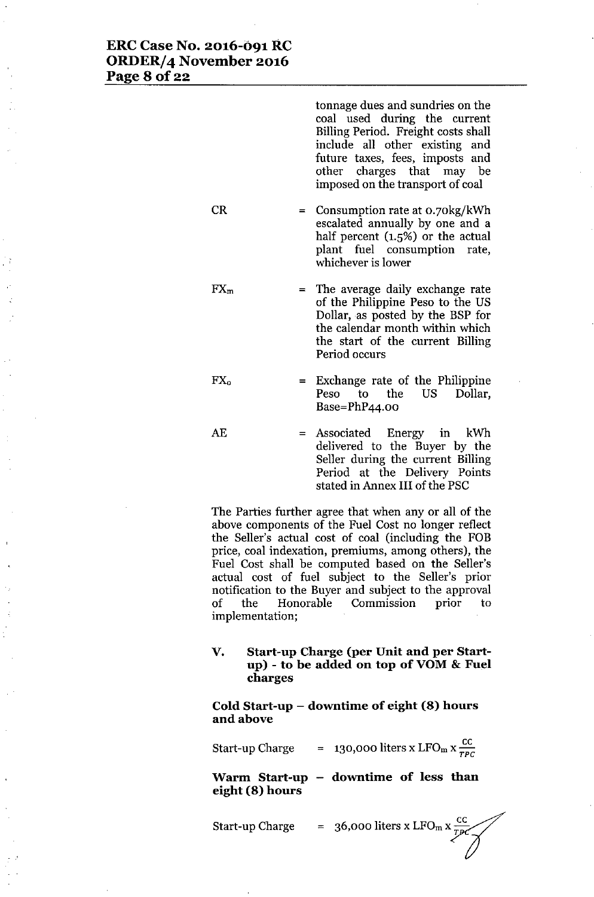tonnage dues and sundries on the coal used during the current Billing Period. Freight costs shall include all other existing and future taxes, fees, imposts and other charges that may be imposed on the transport of coal

| | | |
|---|---|---|
| CR | = | Consumption rate at 0.70kg/kWh escalated annually by one and a half percent (1.5%) or the actual plant fuel consumption rate, whichever is lower |
| $FX_m$ | = | The average daily exchange rate of the Philippine Peso to the US Dollar, as posted by the BSP for the calendar month within which the start of the current Billing Period occurs |
| $FX_o$ | = | Exchange rate of the Philippine Peso to the US Dollar, Base=PhP44.00 |
| AE | = | Associated Energy in kWh delivered to the Buyer by the Seller during the current Billing Period at the Delivery Points stated in Annex III of the PSC |

The Parties further agree that when any or all of the above components of the Fuel Cost no longer reflect the Seller's actual cost of coal (including the FOB price, coal indexation, premiums, among others), the Fuel Cost shall be computed based on the Seller's actual cost of fuel subject to the Seller's prior notification to the Buyer and subject to the approval of the Honorable Commission prior to implementation;

**V. Start-up Charge (per Unit and per Start-up) - to be added on top of VOM & Fuel charges**

**Cold Start-up – downtime of eight (8) hours and above**

Start-up Charge = 130,000 liters x $LFO_m \times \frac{CC}{TPC}$

**Warm Start-up – downtime of less than eight (8) hours**

Start-up Charge = 36,000 liters x $LFO_m \times \frac{CC}{TPC}$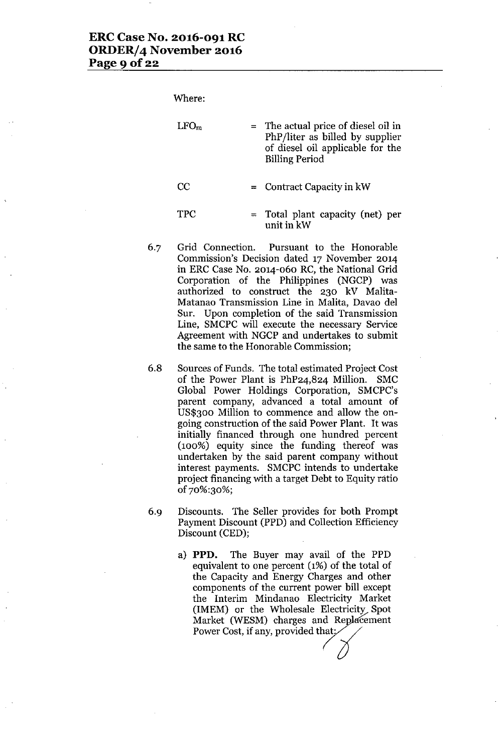Where:

| | | |
|---|---|---|
| $LFO_m$ | = | The actual price of diesel oil in PhP/liter as billed by supplier of diesel oil applicable for the Billing Period |
| CC | = | Contract Capacity in kW |
| TPC | = | Total plant capacity (net) per unit in kW |

6.7 Grid Connection. Pursuant to the Honorable Commission's Decision dated 17 November 2014 in ERC Case No. 2014-060 RC, the National Grid Corporation of the Philippines (NGCP) was authorized to construct the 230 kV Malita-Matanao Transmission Line in Malita, Davao del Sur. Upon completion of the said Transmission Line, SMCPC will execute the necessary Service Agreement with NGCP and undertakes to submit the same to the Honorable Commission;

6.8 Sources of Funds. The total estimated Project Cost of the Power Plant is PhP24,824 Million. SMC Global Power Holdings Corporation, SMCPC's parent company, advanced a total amount of US$300 Million to commence and allow the on-going construction of the said Power Plant. It was initially financed through one hundred percent (100%) equity since the funding thereof was undertaken by the said parent company without interest payments. SMCPC intends to undertake project financing with a target Debt to Equity ratio of 70%:30%;

6.9 Discounts. The Seller provides for both Prompt Payment Discount (PPD) and Collection Efficiency Discount (CED);

a) **PPD.** The Buyer may avail of the PPD equivalent to one percent (1%) of the total of the Capacity and Energy Charges and other components of the current power bill except the Interim Mindanao Electricity Market (IMEM) or the Wholesale Electricity Spot Market (WESM) charges and Replacement Power Cost, if any, provided that: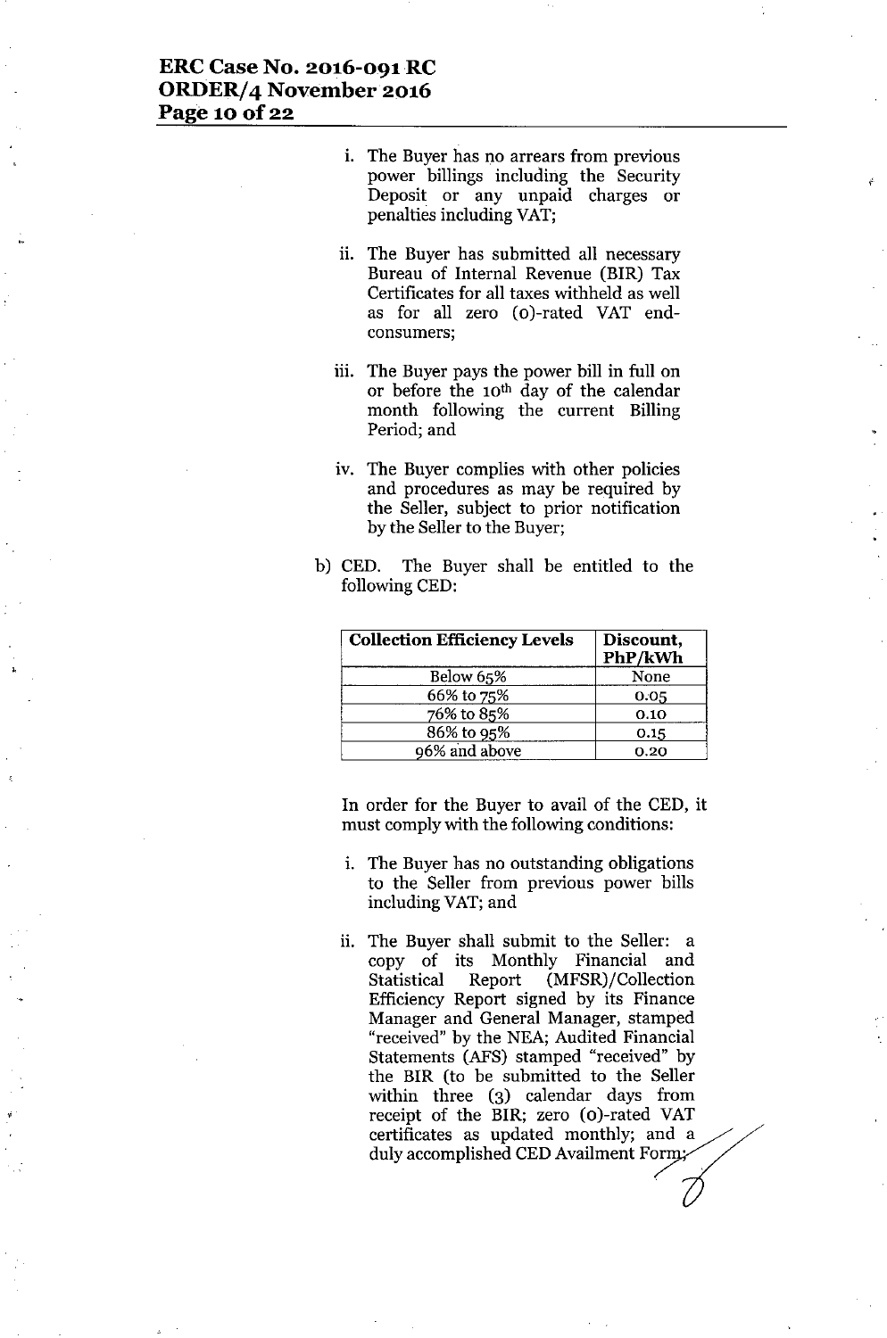i. The Buyer has no arrears from previous power billings including the Security Deposit or any unpaid charges or penalties including VAT;

ii. The Buyer has submitted all necessary Bureau of Internal Revenue (BIR) Tax Certificates for all taxes withheld as well as for all zero (0)-rated VAT end-consumers;

iii. The Buyer pays the power bill in full on or before the 10th day of the calendar month following the current Billing Period; and

iv. The Buyer complies with other policies and procedures as may be required by the Seller, subject to prior notification by the Seller to the Buyer;

b) CED. The Buyer shall be entitled to the following CED:

| Collection Efficiency Levels | Discount, PhP/kWh |
|---|---|
| Below 65% | None |
| 66% to 75% | 0.05 |
| 76% to 85% | 0.10 |
| 86% to 95% | 0.15 |
| 96% and above | 0.20 |

In order for the Buyer to avail of the CED, it must comply with the following conditions:

i. The Buyer has no outstanding obligations to the Seller from previous power bills including VAT; and

ii. The Buyer shall submit to the Seller: a copy of its Monthly Financial and Statistical Report (MFSR)/Collection Efficiency Report signed by its Finance Manager and General Manager, stamped "received" by the NEA; Audited Financial Statements (AFS) stamped "received" by the BIR (to be submitted to the Seller within three (3) calendar days from receipt of the BIR; zero (0)-rated VAT certificates as updated monthly; and a duly accomplished CED Availment Form;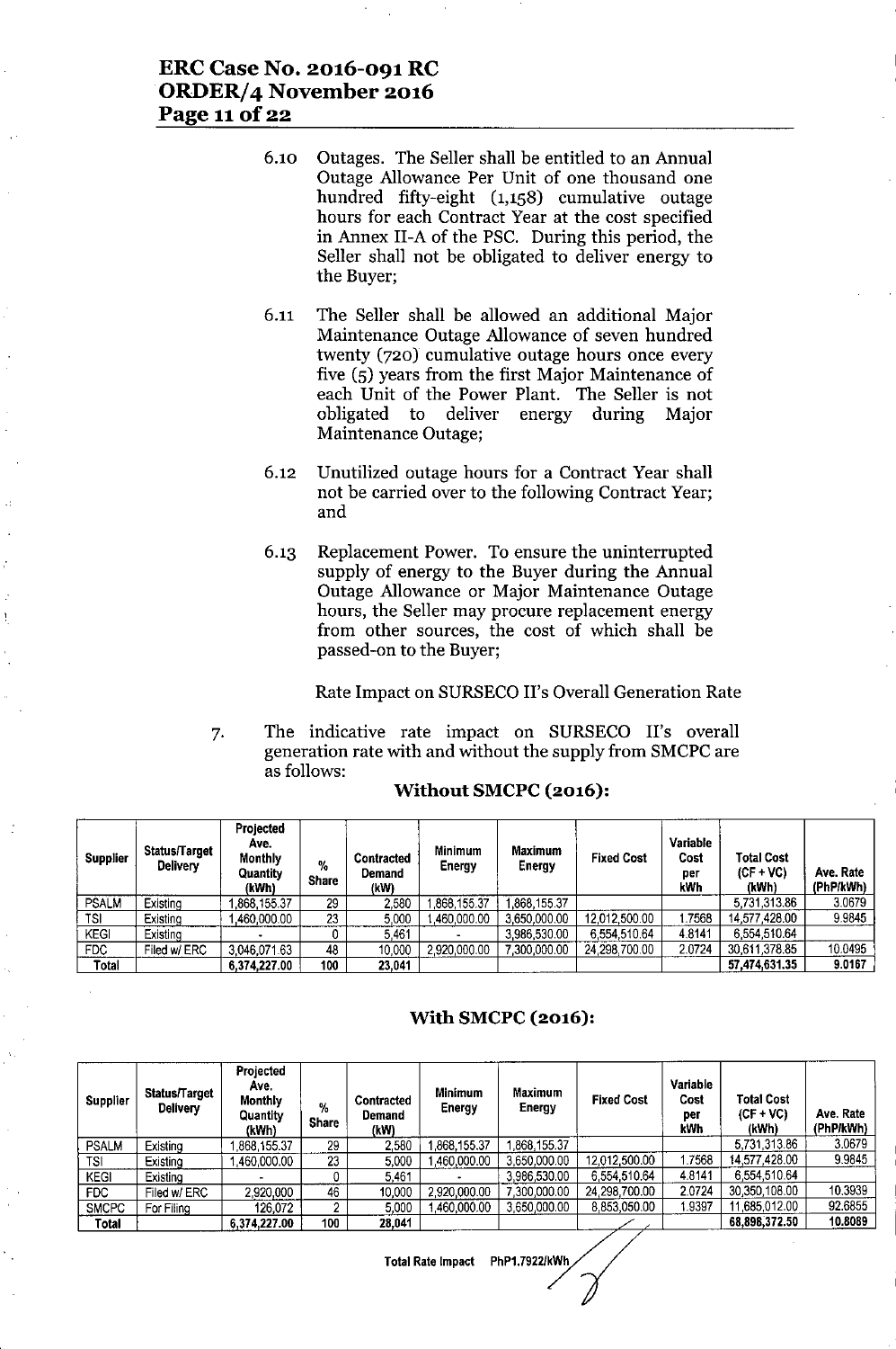6.10 Outages. The Seller shall be entitled to an Annual Outage Allowance Per Unit of one thousand one hundred fifty-eight (1,158) cumulative outage hours for each Contract Year at the cost specified in Annex II-A of the PSC. During this period, the Seller shall not be obligated to deliver energy to the Buyer;

6.11 The Seller shall be allowed an additional Major Maintenance Outage Allowance of seven hundred twenty (720) cumulative outage hours once every five (5) years from the first Major Maintenance of each Unit of the Power Plant. The Seller is not obligated to deliver energy during Major Maintenance Outage;

6.12 Unutilized outage hours for a Contract Year shall not be carried over to the following Contract Year; and

6.13 Replacement Power. To ensure the uninterrupted supply of energy to the Buyer during the Annual Outage Allowance or Major Maintenance Outage hours, the Seller may procure replacement energy from other sources, the cost of which shall be passed-on to the Buyer;

Rate Impact on SURSECO II's Overall Generation Rate

7. The indicative rate impact on SURSECO II's overall generation rate with and without the supply from SMCPC are as follows:

**Without SMCPC (2016):**

| Supplier | Status/Target Delivery | Projected Ave. Monthly Quantity (kWh) | % Share | Contracted Demand (kW) | Minimum Energy | Maximum Energy | Fixed Cost | Variable Cost per kWh | Total Cost (CF + VC) (kWh) | Ave. Rate (PhP/kWh) |
|---|---|---|---|---|---|---|---|---|---|---|
| PSALM | Existing | 1,868,155.37 | 29 | 2,580 | 1,868,155.37 | 1,868,155.37 | | | 5,731,313.86 | 3.0679 |
| TSI | Existing | 1,460,000.00 | 23 | 5,000 | 1,460,000.00 | 3,650,000.00 | 12,012,500.00 | 1.7568 | 14,577,428.00 | 9.9845 |
| KEGI | Existing | - | 0 | 5,461 | - | 3,986,530.00 | 6,554,510.64 | 4.8141 | 6,554,510.64 | |
| FDC | Filed w/ ERC | 3,046,071.63 | 48 | 10,000 | 2,920,000.00 | 7,300,000.00 | 24,298,700.00 | 2.0724 | 30,611,378.85 | 10.0495 |
| Total | | 6,374,227.00 | 100 | 23,041 | | | | | 57,474,631.35 | 9.0167 |

**With SMCPC (2016):**

| Supplier | Status/Target Delivery | Projected Ave. Monthly Quantity (kWh) | % Share | Contracted Demand (kW) | Minimum Energy | Maximum Energy | Fixed Cost | Variable Cost per kWh | Total Cost (CF + VC) (kWh) | Ave. Rate (PhP/kWh) |
|---|---|---|---|---|---|---|---|---|---|---|
| PSALM | Existing | 1,868,155.37 | 29 | 2,580 | 1,868,155.37 | 1,868,155.37 | | | 5,731,313.86 | 3.0679 |
| TSI | Existing | 1,460,000.00 | 23 | 5,000 | 1,460,000.00 | 3,650,000.00 | 12,012,500.00 | 1.7568 | 14,577,428.00 | 9.9845 |
| KEGI | Existing | - | 0 | 5,461 | - | 3,986,530.00 | 6,554,510.64 | 4.8141 | 6,554,510.64 | |
| FDC | Filed w/ ERC | 2,920,000 | 46 | 10,000 | 2,920,000.00 | 7,300,000.00 | 24,298,700.00 | 2.0724 | 30,350,108.00 | 10.3939 |
| SMCPC | For Filing | 126,072 | 2 | 5,000 | 1,460,000.00 | 3,650,000.00 | 8,853,050.00 | 1.9397 | 11,685,012.00 | 92.6855 |
| Total | | 6,374,227.00 | 100 | 28,041 | | | | | 68,898,372.50 | 10.8089 |

Total Rate Impact PhP1.7922/kWh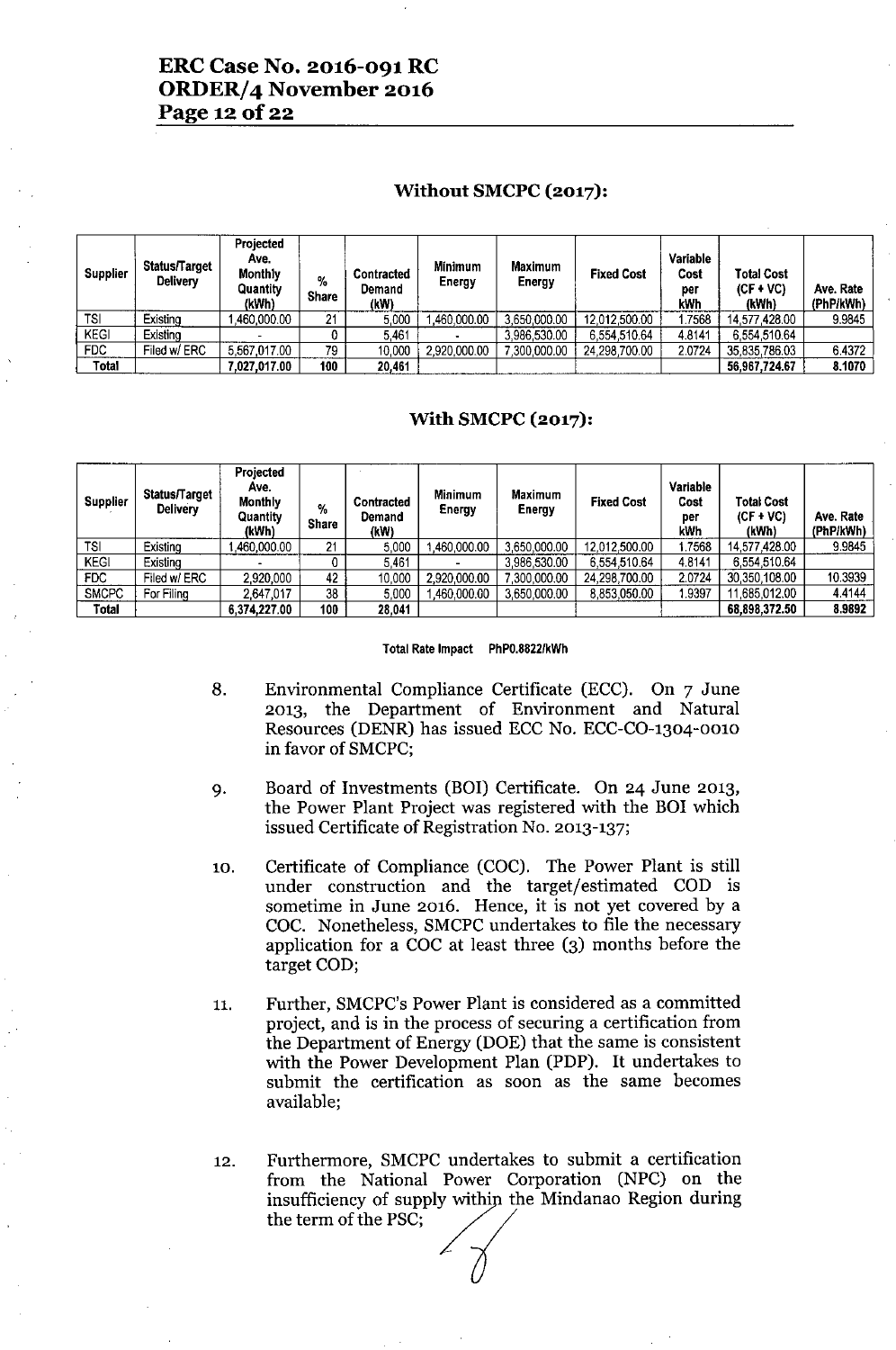### Without SMCPC (2017):

| Supplier | Status/Target Delivery | Projected Ave. Monthly Quantity (kWh) | % Share | Contracted Demand (kW) | Minimum Energy | Maximum Energy | Fixed Cost | Variable Cost per kWh | Total Cost (CF + VC) (kWh) | Ave. Rate (PhP/kWh) |
|---|---|---|---|---|---|---|---|---|---|---|
| TSI | Existing | 1,460,000.00 | 21 | 5,000 | 1,460,000.00 | 3,650,000.00 | 12,012,500.00 | 1.7568 | 14,577,428.00 | 9.9845 |
| KEGI | Existing | - | 0 | 5,461 | - | 3,986,530.00 | 6,554,510.64 | 4.8141 | 6,554,510.64 | |
| FDC | Filed w/ ERC | 5,567,017.00 | 79 | 10,000 | 2,920,000.00 | 7,300,000.00 | 24,298,700.00 | 2.0724 | 35,835,786.03 | 6.4372 |
| Total | | 7,027,017.00 | 100 | 20,461 | | | | | 56,967,724.67 | 8.1070 |

### With SMCPC (2017):

| Supplier | Status/Target Delivery | Projected Ave. Monthly Quantity (kWh) | % Share | Contracted Demand (kW) | Minimum Energy | Maximum Energy | Fixed Cost | Variable Cost per kWh | Total Cost (CF + VC) (kWh) | Ave. Rate (PhP/kWh) |
|---|---|---|---|---|---|---|---|---|---|---|
| TSI | Existing | 1,460,000.00 | 21 | 5,000 | 1,460,000.00 | 3,650,000.00 | 12,012,500.00 | 1.7568 | 14,577,428.00 | 9.9845 |
| KEGI | Existing | - | 0 | 5,461 | - | 3,986,530.00 | 6,554,510.64 | 4.8141 | 6,554,510.64 | |
| FDC | Filed w/ ERC | 2,920,000 | 42 | 10,000 | 2,920,000.00 | 7,300,000.00 | 24,298,700.00 | 2.0724 | 30,350,108.00 | 10.3939 |
| SMCPC | For Filing | 2,647,017 | 38 | 5,000 | 1,460,000.00 | 3,650,000.00 | 8,853,050.00 | 1.9397 | 11,685,012.00 | 4.4144 |
| Total | | 6,374,227.00 | 100 | 28,041 | | | | | 68,898,372.50 | 8.9892 |

**Total Rate Impact PhP0.8822/kWh**

8. Environmental Compliance Certificate (ECC). On 7 June 2013, the Department of Environment and Natural Resources (DENR) has issued ECC No. ECC-CO-1304-0010 in favor of SMCPC;

9. Board of Investments (BOI) Certificate. On 24 June 2013, the Power Plant Project was registered with the BOI which issued Certificate of Registration No. 2013-137;

10. Certificate of Compliance (COC). The Power Plant is still under construction and the target/estimated COD is sometime in June 2016. Hence, it is not yet covered by a COC. Nonetheless, SMCPC undertakes to file the necessary application for a COC at least three (3) months before the target COD;

11. Further, SMCPC's Power Plant is considered as a committed project, and is in the process of securing a certification from the Department of Energy (DOE) that the same is consistent with the Power Development Plan (PDP). It undertakes to submit the certification as soon as the same becomes available;

12. Furthermore, SMCPC undertakes to submit a certification from the National Power Corporation (NPC) on the insufficiency of supply within the Mindanao Region during the term of the PSC;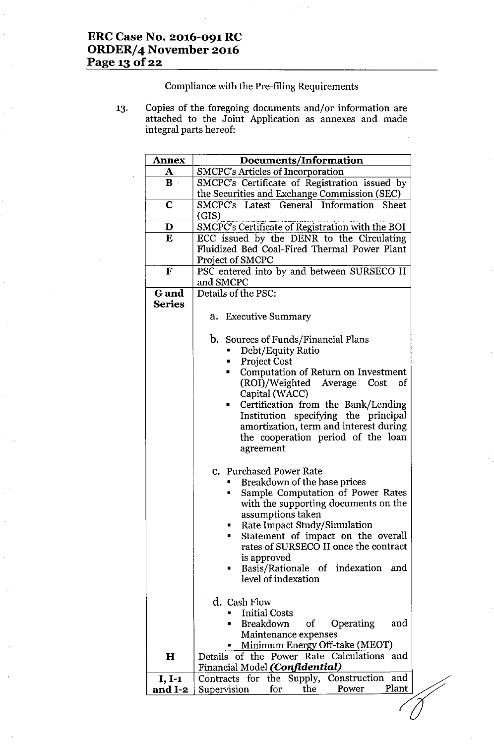Compliance with the Pre-filing Requirements

13. Copies of the foregoing documents and/or information are attached to the Joint Application as annexes and made integral parts hereof:

| Annex | Documents/Information |
|---|---|
| A | SMCPC's Articles of Incorporation |
| B | SMCPC's Certificate of Registration issued by the Securities and Exchange Commission (SEC) |
| C | SMCPC's Latest General Information Sheet (GIS) |
| D | SMCPC's Certificate of Registration with the BOI |
| E | ECC issued by the DENR to the Circulating Fluidized Bed Coal-Fired Thermal Power Plant Project of SMCPC |
| F | PSC entered into by and between SURSECO II and SMCPC |
| G and Series | Details of the PSC:<br><br>a. Executive Summary<br><br>b. Sources of Funds/Financial Plans<br>▪ Debt/Equity Ratio<br>▪ Project Cost<br>▪ Computation of Return on Investment (ROI)/Weighted Average Cost of Capital (WACC)<br>▪ Certification from the Bank/Lending Institution specifying the principal amortization, term and interest during the cooperation period of the loan agreement<br><br>c. Purchased Power Rate<br>▪ Breakdown of the base prices<br>▪ Sample Computation of Power Rates with the supporting documents on the assumptions taken<br>▪ Rate Impact Study/Simulation<br>▪ Statement of impact on the overall rates of SURSECO II once the contract is approved<br>▪ Basis/Rationale of indexation and level of indexation<br><br>d. Cash Flow<br>▪ Initial Costs<br>▪ Breakdown of Operating and Maintenance expenses<br>▪ Minimum Energy Off-take (MEOT) |
| H | Details of the Power Rate Calculations and Financial Model ***(Confidential)*** |
| I, I-1 and I-2 | Contracts for the Supply, Construction and Supervision for the Power Plant |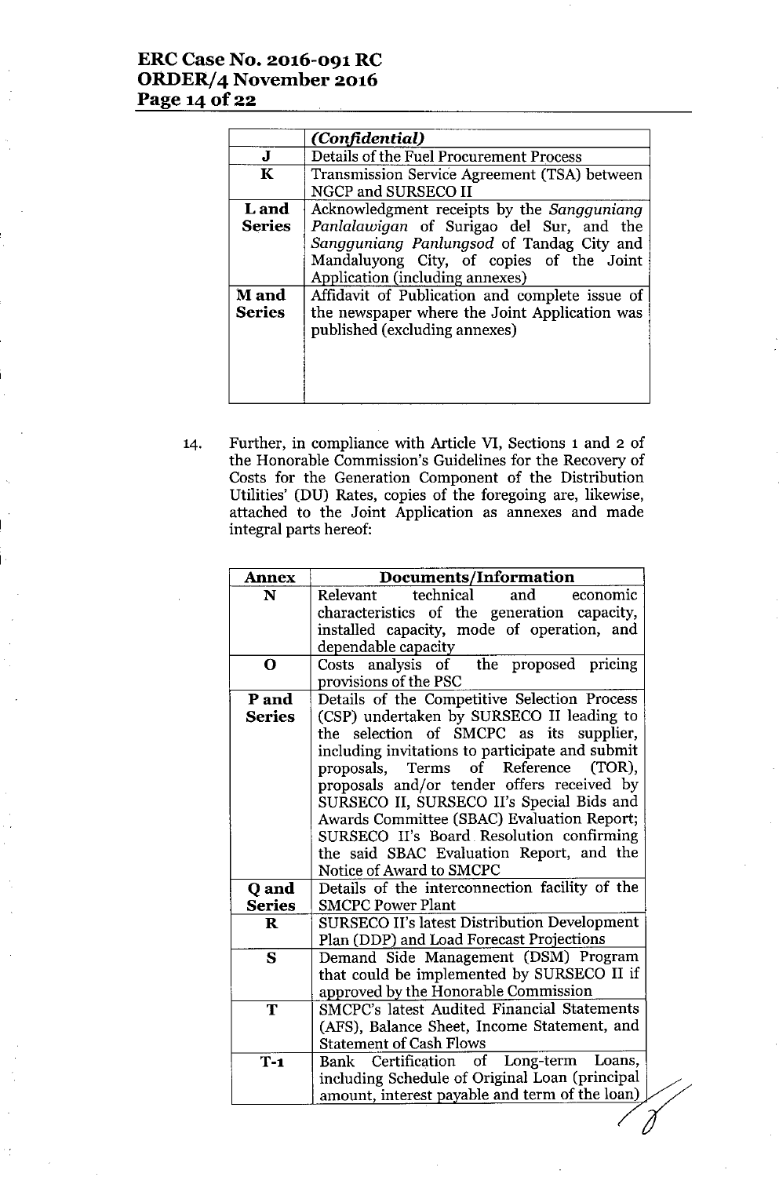| | *(Confidential)* |
|---|---|
| **J** | Details of the Fuel Procurement Process |
| **K** | Transmission Service Agreement (TSA) between NGCP and SURSECO II |
| **L and Series** | Acknowledgment receipts by the *Sangguniang Panlalawigan* of Surigao del Sur, and the *Sangguniang Panlungsod* of Tandag City and Mandaluyong City, of copies of the Joint Application (including annexes) |
| **M and Series** | Affidavit of Publication and complete issue of the newspaper where the Joint Application was published (excluding annexes) |

14. Further, in compliance with Article VI, Sections 1 and 2 of the Honorable Commission's Guidelines for the Recovery of Costs for the Generation Component of the Distribution Utilities' (DU) Rates, copies of the foregoing are, likewise, attached to the Joint Application as annexes and made integral parts hereof:

| Annex | Documents/Information |
|---|---|
| **N** | Relevant technical and economic characteristics of the generation capacity, installed capacity, mode of operation, and dependable capacity |
| **O** | Costs analysis of the proposed pricing provisions of the PSC |
| **P and Series** | Details of the Competitive Selection Process (CSP) undertaken by SURSECO II leading to the selection of SMCPC as its supplier, including invitations to participate and submit proposals, Terms of Reference (TOR), proposals and/or tender offers received by SURSECO II, SURSECO II's Special Bids and Awards Committee (SBAC) Evaluation Report; SURSECO II's Board Resolution confirming the said SBAC Evaluation Report, and the Notice of Award to SMCPC |
| **Q and Series** | Details of the interconnection facility of the SMCPC Power Plant |
| **R** | SURSECO II's latest Distribution Development Plan (DDP) and Load Forecast Projections |
| **S** | Demand Side Management (DSM) Program that could be implemented by SURSECO II if approved by the Honorable Commission |
| **T** | SMCPC's latest Audited Financial Statements (AFS), Balance Sheet, Income Statement, and Statement of Cash Flows |
| **T-1** | Bank Certification of Long-term Loans, including Schedule of Original Loan (principal amount, interest payable and term of the loan) |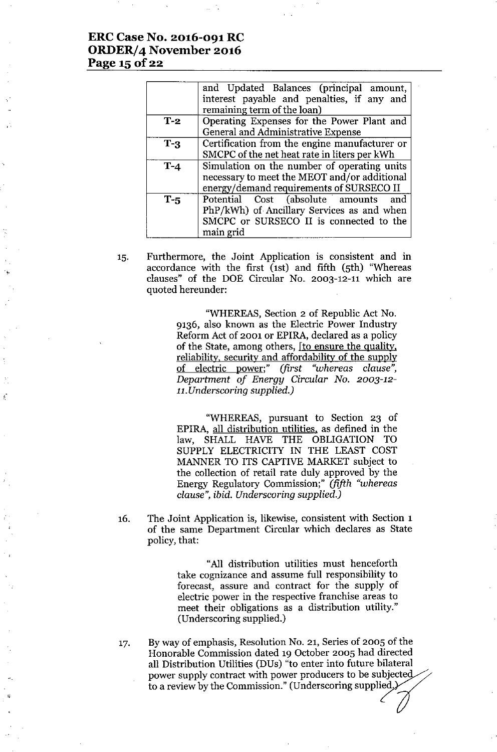| | |
|---|---|
| | and Updated Balances (principal amount, interest payable and penalties, if any and remaining term of the loan) |
| **T-2** | Operating Expenses for the Power Plant and General and Administrative Expense |
| **T-3** | Certification from the engine manufacturer or SMCPC of the net heat rate in liters per kWh |
| **T-4** | Simulation on the number of operating units necessary to meet the MEOT and/or additional energy/demand requirements of SURSECO II |
| **T-5** | Potential Cost (absolute amounts and PhP/kWh) of Ancillary Services as and when SMCPC or SURSECO II is connected to the main grid |

15. Furthermore, the Joint Application is consistent and in accordance with the first (1st) and fifth (5th) "Whereas clauses" of the DOE Circular No. 2003-12-11 which are quoted hereunder:

> "WHEREAS, Section 2 of Republic Act No. 9136, also known as the Electric Power Industry Reform Act of 2001 or EPIRA, declared as a policy of the State, among others, [to ensure the quality, reliability, security and affordability of the supply of electric power;" *(first "whereas clause", Department of Energy Circular No. 2003-12-11.Underscoring supplied.)*

> "WHEREAS, pursuant to Section 23 of EPIRA, all distribution utilities, as defined in the law, SHALL HAVE THE OBLIGATION TO SUPPLY ELECTRICITY IN THE LEAST COST MANNER TO ITS CAPTIVE MARKET subject to the collection of retail rate duly approved by the Energy Regulatory Commission;" *(fifth "whereas clause", ibid. Underscoring supplied.)*

16. The Joint Application is, likewise, consistent with Section 1 of the same Department Circular which declares as State policy, that:

> "All distribution utilities must henceforth take cognizance and assume full responsibility to forecast, assure and contract for the supply of electric power in the respective franchise areas to meet their obligations as a distribution utility." (Underscoring supplied.)

17. By way of emphasis, Resolution No. 21, Series of 2005 of the Honorable Commission dated 19 October 2005 had directed all Distribution Utilities (DUs) "to enter into future bilateral power supply contract with power producers to be subjected to a review by the Commission." (Underscoring supplied.)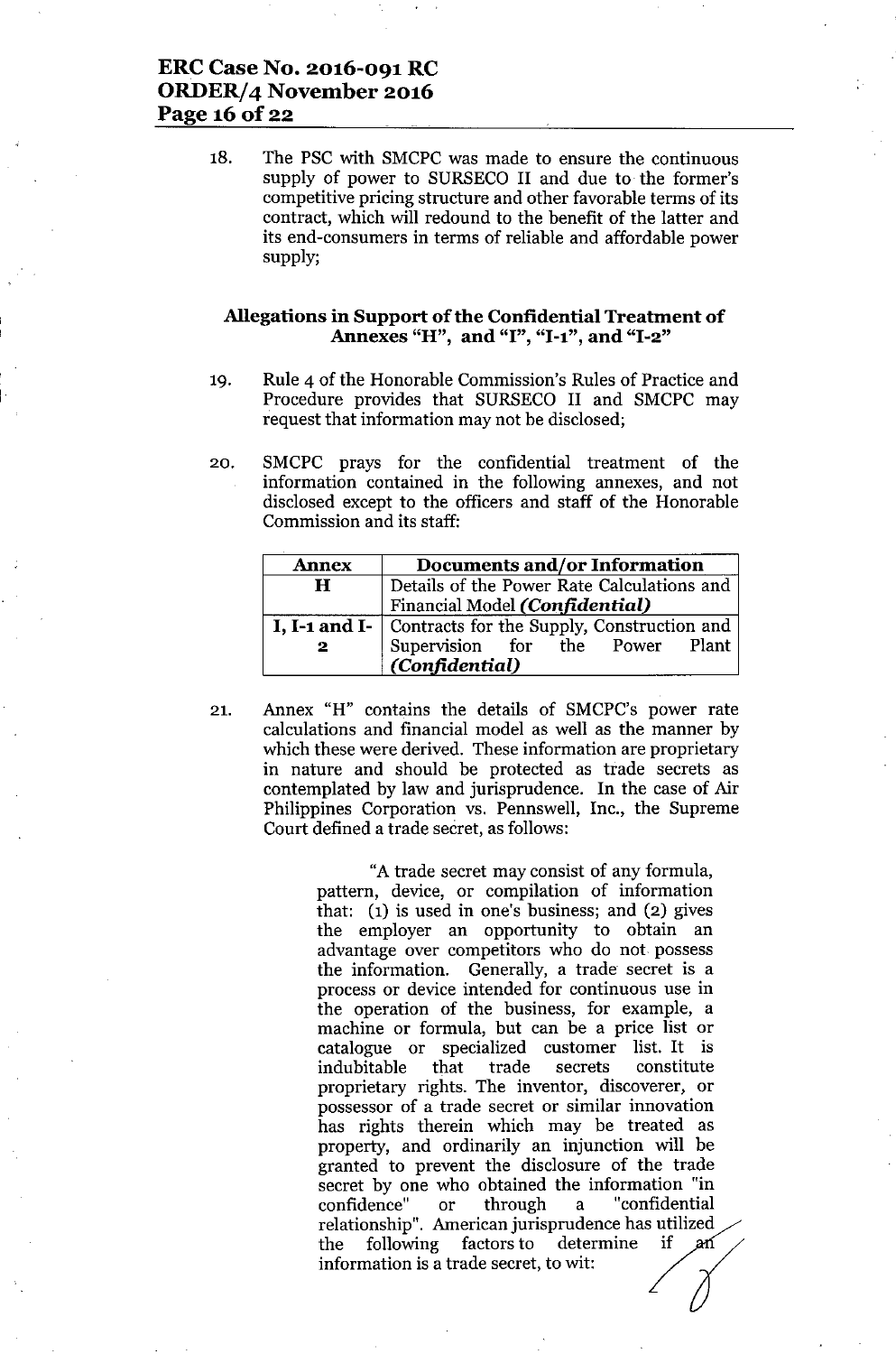18. The PSC with SMCPC was made to ensure the continuous supply of power to SURSECO II and due to the former's competitive pricing structure and other favorable terms of its contract, which will redound to the benefit of the latter and its end-consumers in terms of reliable and affordable power supply;

### Allegations in Support of the Confidential Treatment of Annexes "H", and "I", "I-1", and "I-2"

19. Rule 4 of the Honorable Commission's Rules of Practice and Procedure provides that SURSECO II and SMCPC may request that information may not be disclosed;

20. SMCPC prays for the confidential treatment of the information contained in the following annexes, and not disclosed except to the officers and staff of the Honorable Commission and its staff:

| Annex | Documents and/or Information |
|---|---|
| **H** | Details of the Power Rate Calculations and Financial Model ***(Confidential)*** |
| **I, I-1 and I-2** | Contracts for the Supply, Construction and Supervision for the Power Plant ***(Confidential)*** |

21. Annex "H" contains the details of SMCPC's power rate calculations and financial model as well as the manner by which these were derived. These information are proprietary in nature and should be protected as trade secrets as contemplated by law and jurisprudence. In the case of Air Philippines Corporation vs. Pennswell, Inc., the Supreme Court defined a trade secret, as follows:

> "A trade secret may consist of any formula, pattern, device, or compilation of information that: (1) is used in one's business; and (2) gives the employer an opportunity to obtain an advantage over competitors who do not possess the information. Generally, a trade secret is a process or device intended for continuous use in the operation of the business, for example, a machine or formula, but can be a price list or catalogue or specialized customer list. It is indubitable that trade secrets constitute proprietary rights. The inventor, discoverer, or possessor of a trade secret or similar innovation has rights therein which may be treated as property, and ordinarily an injunction will be granted to prevent the disclosure of the trade secret by one who obtained the information "in confidence" or through a "confidential relationship". American jurisprudence has utilized the following factors to determine if an information is a trade secret, to wit: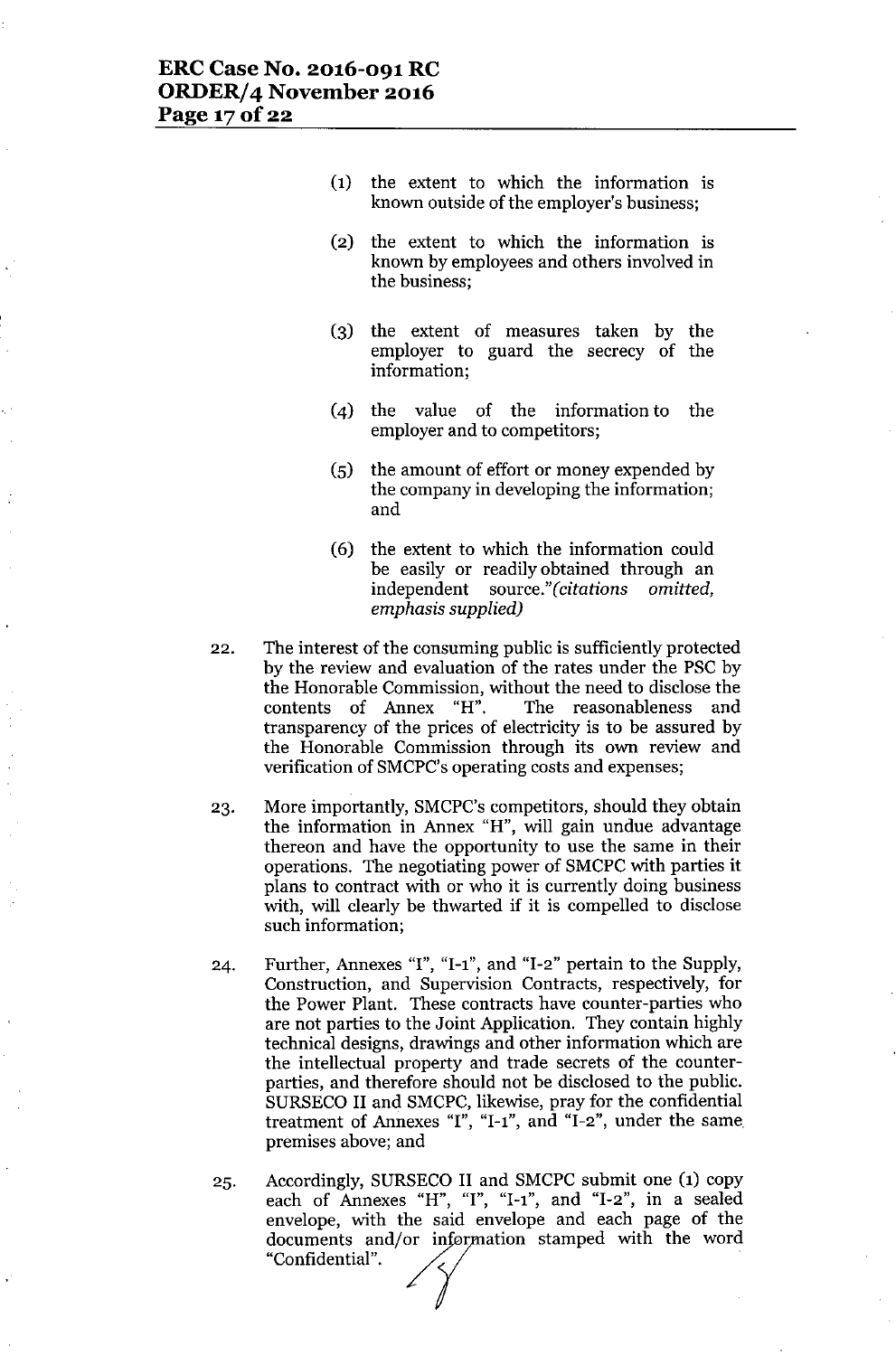(1) the extent to which the information is known outside of the employer's business;

(2) the extent to which the information is known by employees and others involved in the business;

(3) the extent of measures taken by the employer to guard the secrecy of the information;

(4) the value of the information to the employer and to competitors;

(5) the amount of effort or money expended by the company in developing the information; and

(6) the extent to which the information could be easily or readily obtained through an independent source."*(citations omitted, emphasis supplied)*

22. The interest of the consuming public is sufficiently protected by the review and evaluation of the rates under the PSC by the Honorable Commission, without the need to disclose the contents of Annex "H". The reasonableness and transparency of the prices of electricity is to be assured by the Honorable Commission through its own review and verification of SMCPC's operating costs and expenses;

23. More importantly, SMCPC's competitors, should they obtain the information in Annex "H", will gain undue advantage thereon and have the opportunity to use the same in their operations. The negotiating power of SMCPC with parties it plans to contract with or who it is currently doing business with, will clearly be thwarted if it is compelled to disclose such information;

24. Further, Annexes "I", "I-1", and "I-2" pertain to the Supply, Construction, and Supervision Contracts, respectively, for the Power Plant. These contracts have counter-parties who are not parties to the Joint Application. They contain highly technical designs, drawings and other information which are the intellectual property and trade secrets of the counter-parties, and therefore should not be disclosed to the public. SURSECO II and SMCPC, likewise, pray for the confidential treatment of Annexes "I", "I-1", and "I-2", under the same premises above; and

25. Accordingly, SURSECO II and SMCPC submit one (1) copy each of Annexes "H", "I", "I-1", and "I-2", in a sealed envelope, with the said envelope and each page of the documents and/or information stamped with the word "Confidential".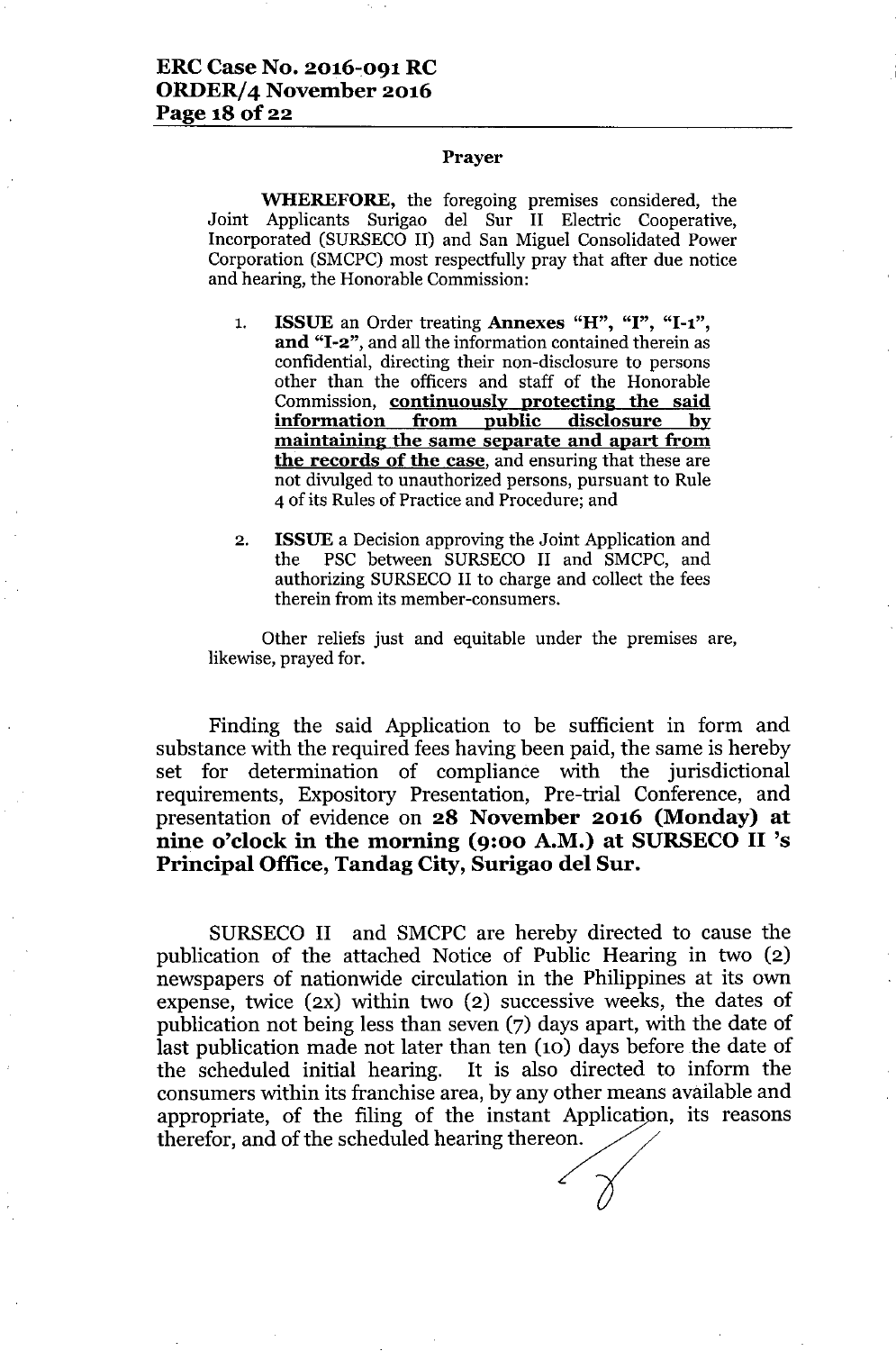### Prayer

**WHEREFORE,** the foregoing premises considered, the Joint Applicants Surigao del Sur II Electric Cooperative, Incorporated (SURSECO II) and San Miguel Consolidated Power Corporation (SMCPC) most respectfully pray that after due notice and hearing, the Honorable Commission:

1. **ISSUE** an Order treating **Annexes "H", "I", "I-1", and "I-2"**, and all the information contained therein as confidential, directing their non-disclosure to persons other than the officers and staff of the Honorable Commission, **continuously protecting the said information from public disclosure by maintaining the same separate and apart from the records of the case**, and ensuring that these are not divulged to unauthorized persons, pursuant to Rule 4 of its Rules of Practice and Procedure; and

2. **ISSUE** a Decision approving the Joint Application and the PSC between SURSECO II and SMCPC, and authorizing SURSECO II to charge and collect the fees therein from its member-consumers.

Other reliefs just and equitable under the premises are, likewise, prayed for.

Finding the said Application to be sufficient in form and substance with the required fees having been paid, the same is hereby set for determination of compliance with the jurisdictional requirements, Expository Presentation, Pre-trial Conference, and presentation of evidence on **28 November 2016 (Monday) at nine o'clock in the morning (9:00 A.M.) at SURSECO II 's Principal Office, Tandag City, Surigao del Sur.**

SURSECO II and SMCPC are hereby directed to cause the publication of the attached Notice of Public Hearing in two (2) newspapers of nationwide circulation in the Philippines at its own expense, twice (2x) within two (2) successive weeks, the dates of publication not being less than seven (7) days apart, with the date of last publication made not later than ten (10) days before the date of the scheduled initial hearing. It is also directed to inform the consumers within its franchise area, by any other means available and appropriate, of the filing of the instant Application, its reasons therefor, and of the scheduled hearing thereon.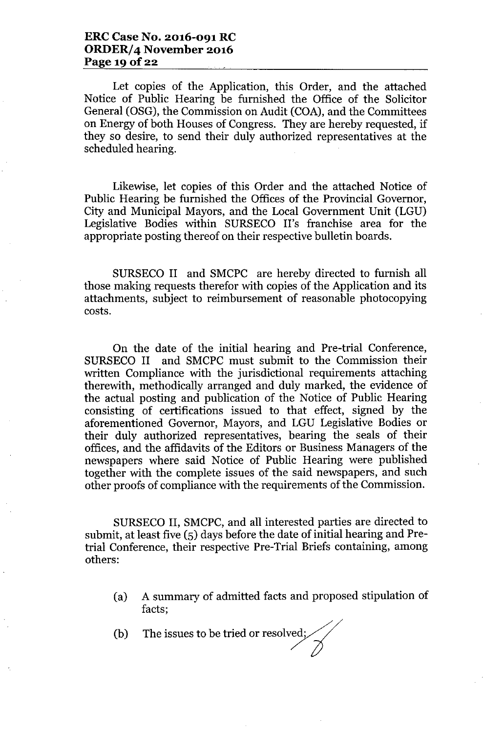Let copies of the Application, this Order, and the attached Notice of Public Hearing be furnished the Office of the Solicitor General (OSG), the Commission on Audit (COA), and the Committees on Energy of both Houses of Congress. They are hereby requested, if they so desire, to send their duly authorized representatives at the scheduled hearing.

Likewise, let copies of this Order and the attached Notice of Public Hearing be furnished the Offices of the Provincial Governor, City and Municipal Mayors, and the Local Government Unit (LGU) Legislative Bodies within SURSECO II's franchise area for the appropriate posting thereof on their respective bulletin boards.

SURSECO II and SMCPC are hereby directed to furnish all those making requests therefor with copies of the Application and its attachments, subject to reimbursement of reasonable photocopying costs.

On the date of the initial hearing and Pre-trial Conference, SURSECO II and SMCPC must submit to the Commission their written Compliance with the jurisdictional requirements attaching therewith, methodically arranged and duly marked, the evidence of the actual posting and publication of the Notice of Public Hearing consisting of certifications issued to that effect, signed by the aforementioned Governor, Mayors, and LGU Legislative Bodies or their duly authorized representatives, bearing the seals of their offices, and the affidavits of the Editors or Business Managers of the newspapers where said Notice of Public Hearing were published together with the complete issues of the said newspapers, and such other proofs of compliance with the requirements of the Commission.

SURSECO II, SMCPC, and all interested parties are directed to submit, at least five (5) days before the date of initial hearing and Pre-trial Conference, their respective Pre-Trial Briefs containing, among others:

(a) A summary of admitted facts and proposed stipulation of facts;

(b) The issues to be tried or resolved;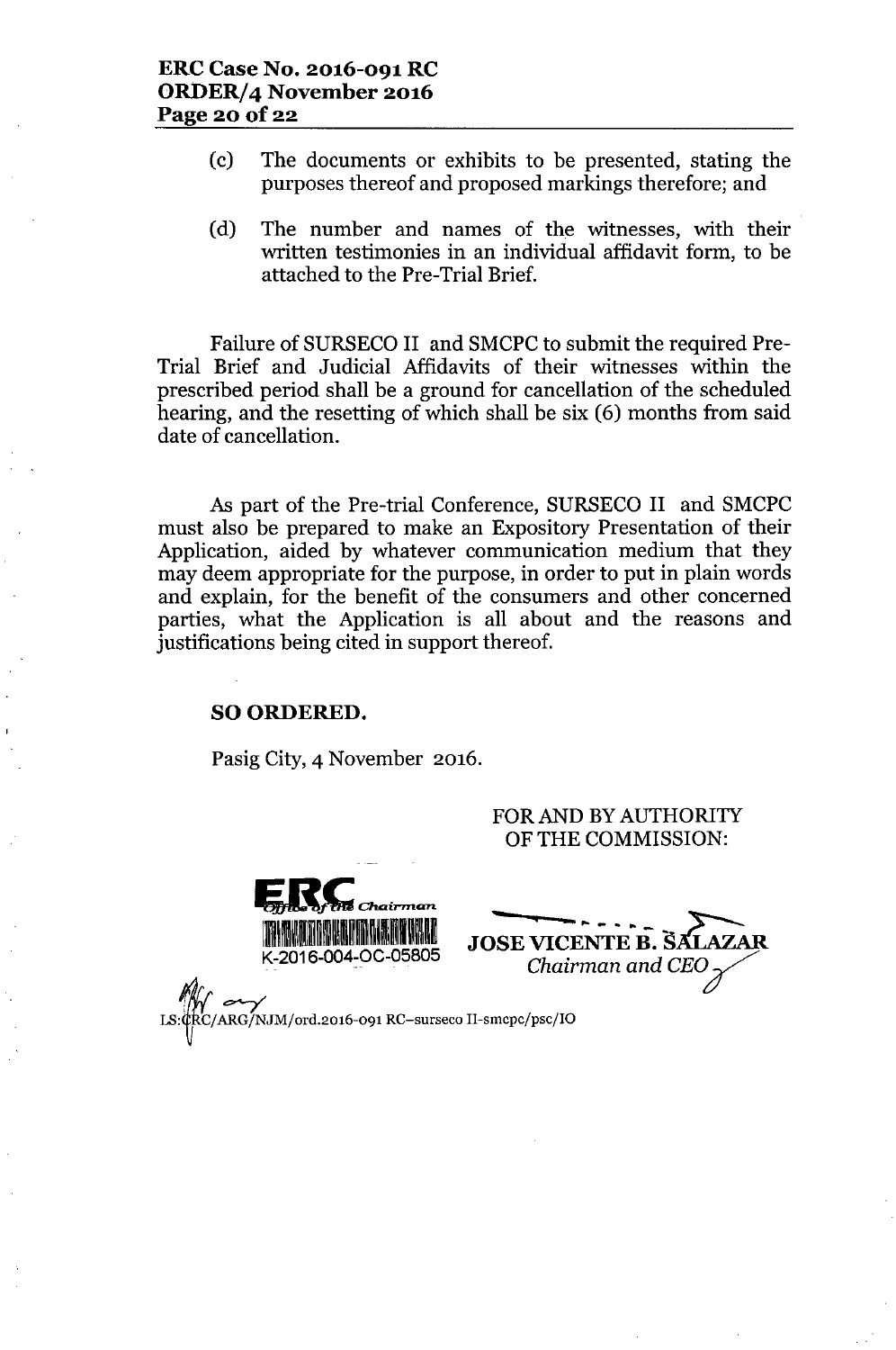(c) The documents or exhibits to be presented, stating the purposes thereof and proposed markings therefore; and

(d) The number and names of the witnesses, with their written testimonies in an individual affidavit form, to be attached to the Pre-Trial Brief.

Failure of SURSECO II and SMCPC to submit the required Pre-Trial Brief and Judicial Affidavits of their witnesses within the prescribed period shall be a ground for cancellation of the scheduled hearing, and the resetting of which shall be six (6) months from said date of cancellation.

As part of the Pre-trial Conference, SURSECO II and SMCPC must also be prepared to make an Expository Presentation of their Application, aided by whatever communication medium that they may deem appropriate for the purpose, in order to put in plain words and explain, for the benefit of the consumers and other concerned parties, what the Application is all about and the reasons and justifications being cited in support thereof.

**SO ORDERED.**

Pasig City, 4 November 2016.

FOR AND BY AUTHORITY OF THE COMMISSION:

ERC Office of the Chairman
K-2016-004-OC-05805

**JOSE VICENTE B. SALAZAR**
*Chairman and CEO*

LS:CRC/ARG/NJM/ord.2016-091 RC–surseco II-smcpc/psc/IO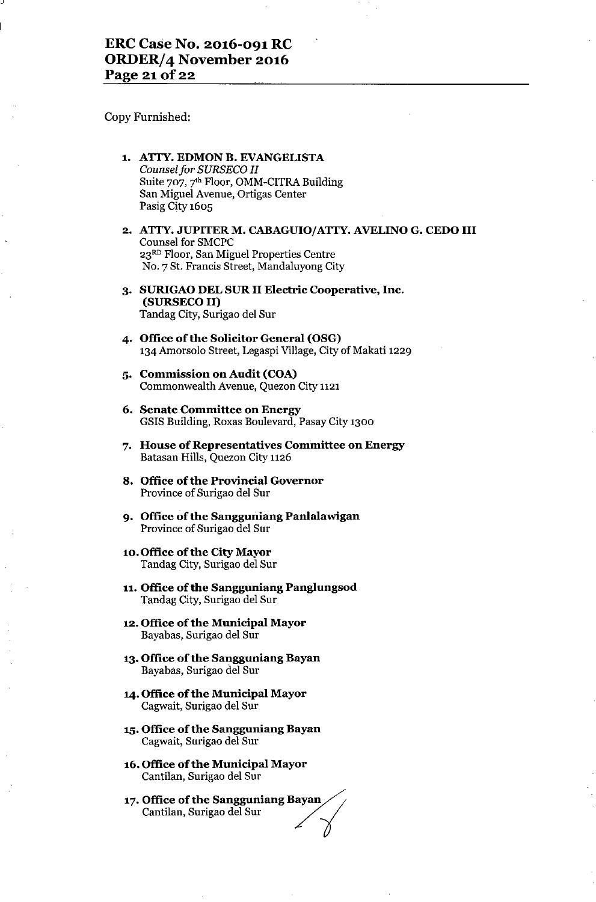Copy Furnished:

1. **ATTY. EDMON B. EVANGELISTA**
   *Counsel for SURSECO II*
   Suite 707, 7th Floor, OMM-CITRA Building
   San Miguel Avenue, Ortigas Center
   Pasig City 1605

2. **ATTY. JUPITER M. CABAGUIO/ATTY. AVELINO G. CEDO III**
   Counsel for SMCPC
   23RD Floor, San Miguel Properties Centre
   No. 7 St. Francis Street, Mandaluyong City

3. **SURIGAO DEL SUR II Electric Cooperative, Inc. (SURSECO II)**
   Tandag City, Surigao del Sur

4. **Office of the Solicitor General (OSG)**
   134 Amorsolo Street, Legaspi Village, City of Makati 1229

5. **Commission on Audit (COA)**
   Commonwealth Avenue, Quezon City 1121

6. **Senate Committee on Energy**
   GSIS Building, Roxas Boulevard, Pasay City 1300

7. **House of Representatives Committee on Energy**
   Batasan Hills, Quezon City 1126

8. **Office of the Provincial Governor**
   Province of Surigao del Sur

9. **Office of the Sangguniang Panlalawigan**
   Province of Surigao del Sur

10. **Office of the City Mayor**
    Tandag City, Surigao del Sur

11. **Office of the Sangguniang Panglungsod**
    Tandag City, Surigao del Sur

12. **Office of the Municipal Mayor**
    Bayabas, Surigao del Sur

13. **Office of the Sangguniang Bayan**
    Bayabas, Surigao del Sur

14. **Office of the Municipal Mayor**
    Cagwait, Surigao del Sur

15. **Office of the Sangguniang Bayan**
    Cagwait, Surigao del Sur

16. **Office of the Municipal Mayor**
    Cantilan, Surigao del Sur

17. **Office of the Sangguniang Bayan**
    Cantilan, Surigao del Sur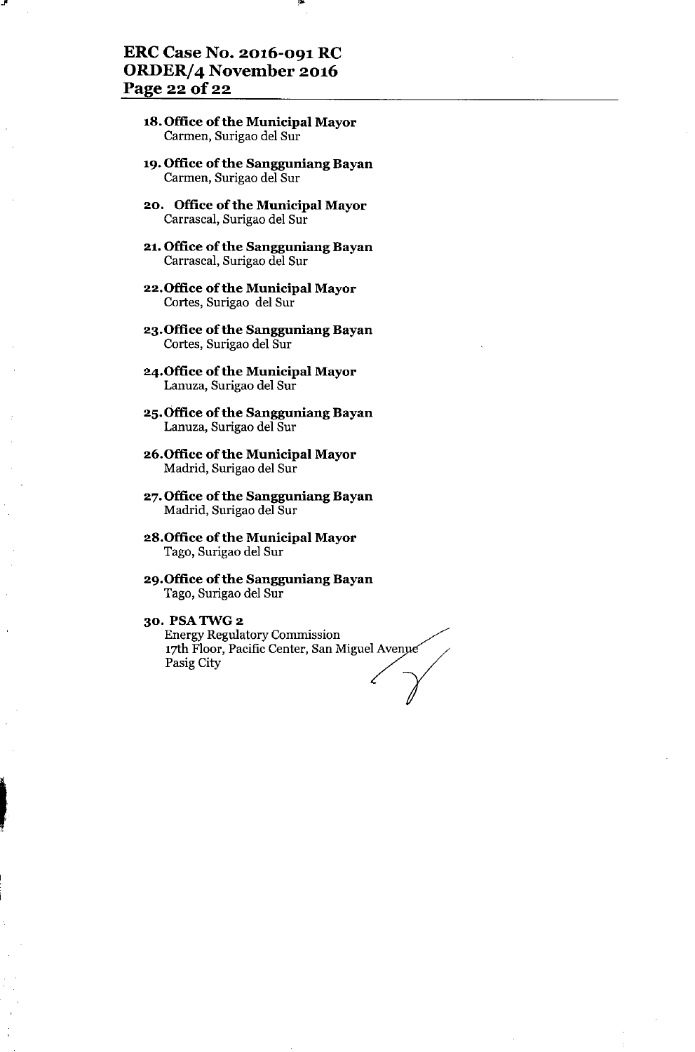18. **Office of the Municipal Mayor**
    Carmen, Surigao del Sur

19. **Office of the Sangguniang Bayan**
    Carmen, Surigao del Sur

20. **Office of the Municipal Mayor**
    Carrascal, Surigao del Sur

21. **Office of the Sangguniang Bayan**
    Carrascal, Surigao del Sur

22. **Office of the Municipal Mayor**
    Cortes, Surigao del Sur

23. **Office of the Sangguniang Bayan**
    Cortes, Surigao del Sur

24. **Office of the Municipal Mayor**
    Lanuza, Surigao del Sur

25. **Office of the Sangguniang Bayan**
    Lanuza, Surigao del Sur

26. **Office of the Municipal Mayor**
    Madrid, Surigao del Sur

27. **Office of the Sangguniang Bayan**
    Madrid, Surigao del Sur

28. **Office of the Municipal Mayor**
    Tago, Surigao del Sur

29. **Office of the Sangguniang Bayan**
    Tago, Surigao del Sur

30. **PSA TWG 2**
    Energy Regulatory Commission
    17th Floor, Pacific Center, San Miguel Avenue
    Pasig City